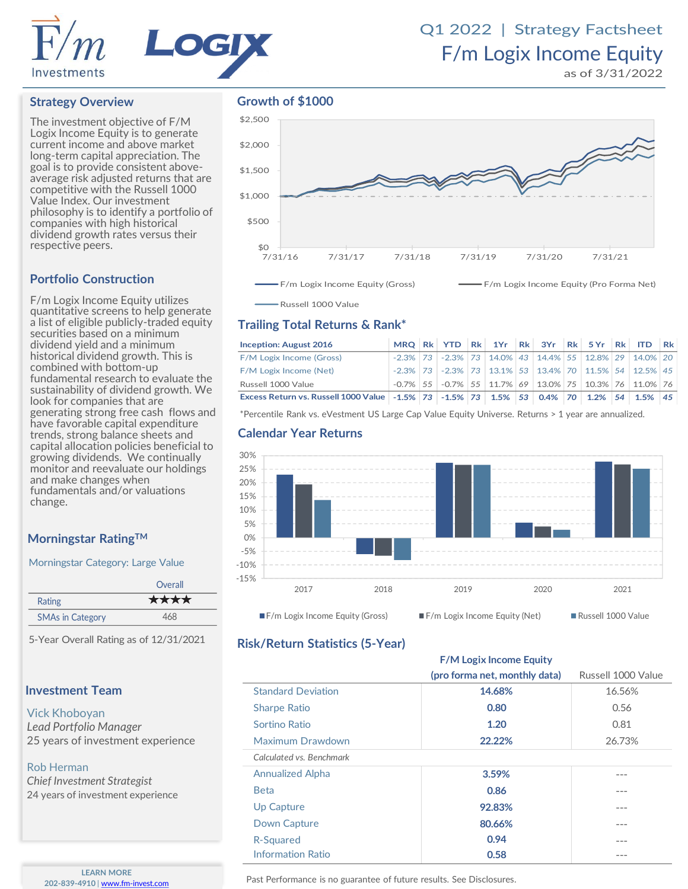# Q1 2022 | Strategy Factsheet

# F/m Logix Income Equity

as of 3/31/2022

## Strategy Overview

The investment objective of F/M Logix Income Equity is to generate current income and above market long-term capital appreciation. The goal is to provide consistent above-average risk adjusted returns that are competitive with the Russell 1000 Value Index. Our investment philosophy is to identify a portfolio of companies with high historical dividend growth rates versus their respective peers.

## Portfolio Construction

F/m Logix Income Equity utilizes quantitative screens to help generate a list of eligible publicly-traded equity securities based on a minimum dividend yield and a minimum historical dividend growth. This is combined with bottom-up fundamental research to evaluate the sustainability of dividend growth. We look for companies that are generating strong free cash flows and have favorable capital expenditure trends, strong balance sheets and capital allocation policies beneficial to growing dividends. We continually monitor and reevaluate our holdings and make changes when fundamentals and/or valuations change.

## Morningstar Rating™

Morningstar Category: Large Value

| | Overall |
|---|---|
| Rating | ★★★★ |
| SMAs in Category | 468 |

5-Year Overall Rating as of 12/31/2021

## Investment Team

Vick Khoboyan
*Lead Portfolio Manager*
25 years of investment experience

Rob Herman
*Chief Investment Strategist*
24 years of investment experience

LEARN MORE
202-839-4910 | www.fm-invest.com

## Growth of $1000

F/m Logix Income Equity (Gross) — F/m Logix Income Equity (Pro Forma Net) — Russell 1000 Value

## Trailing Total Returns & Rank*

| Inception: August 2016 | MRQ | Rk | YTD | Rk | 1Yr | Rk | 3Yr | Rk | 5 Yr | Rk | ITD | Rk |
|---|---|---|---|---|---|---|---|---|---|---|---|---|
| F/M Logix Income (Gross) | -2.3% | 73 | -2.3% | 73 | 14.0% | 43 | 14.4% | 55 | 12.8% | 29 | 14.0% | 20 |
| F/M Logix Income (Net) | -2.3% | 73 | -2.3% | 73 | 13.1% | 53 | 13.4% | 70 | 11.5% | 54 | 12.5% | 45 |
| Russell 1000 Value | -0.7% | 55 | -0.7% | 55 | 11.7% | 69 | 13.0% | 75 | 10.3% | 76 | 11.0% | 76 |
| **Excess Return vs. Russell 1000 Value** | **-1.5%** | **73** | **-1.5%** | **73** | **1.5%** | **53** | **0.4%** | **70** | **1.2%** | **54** | **1.5%** | **45** |

*Percentile Rank vs. eVestment US Large Cap Value Equity Universe. Returns > 1 year are annualized.

## Calendar Year Returns

F/m Logix Income Equity (Gross) — F/m Logix Income Equity (Net) — Russell 1000 Value

## Risk/Return Statistics (5-Year)

| | F/M Logix Income Equity (pro forma net, monthly data) | Russell 1000 Value |
|---|---|---|
| Standard Deviation | **14.68%** | 16.56% |
| Sharpe Ratio | **0.80** | 0.56 |
| Sortino Ratio | **1.20** | 0.81 |
| Maximum Drawdown | **22.22%** | 26.73% |
| *Calculated vs. Benchmark* | | |
| Annualized Alpha | **3.59%** | --- |
| Beta | **0.86** | --- |
| Up Capture | **92.83%** | --- |
| Down Capture | **80.66%** | --- |
| R-Squared | **0.94** | --- |
| Information Ratio | **0.58** | --- |

Past Performance is no guarantee of future results. See Disclosures.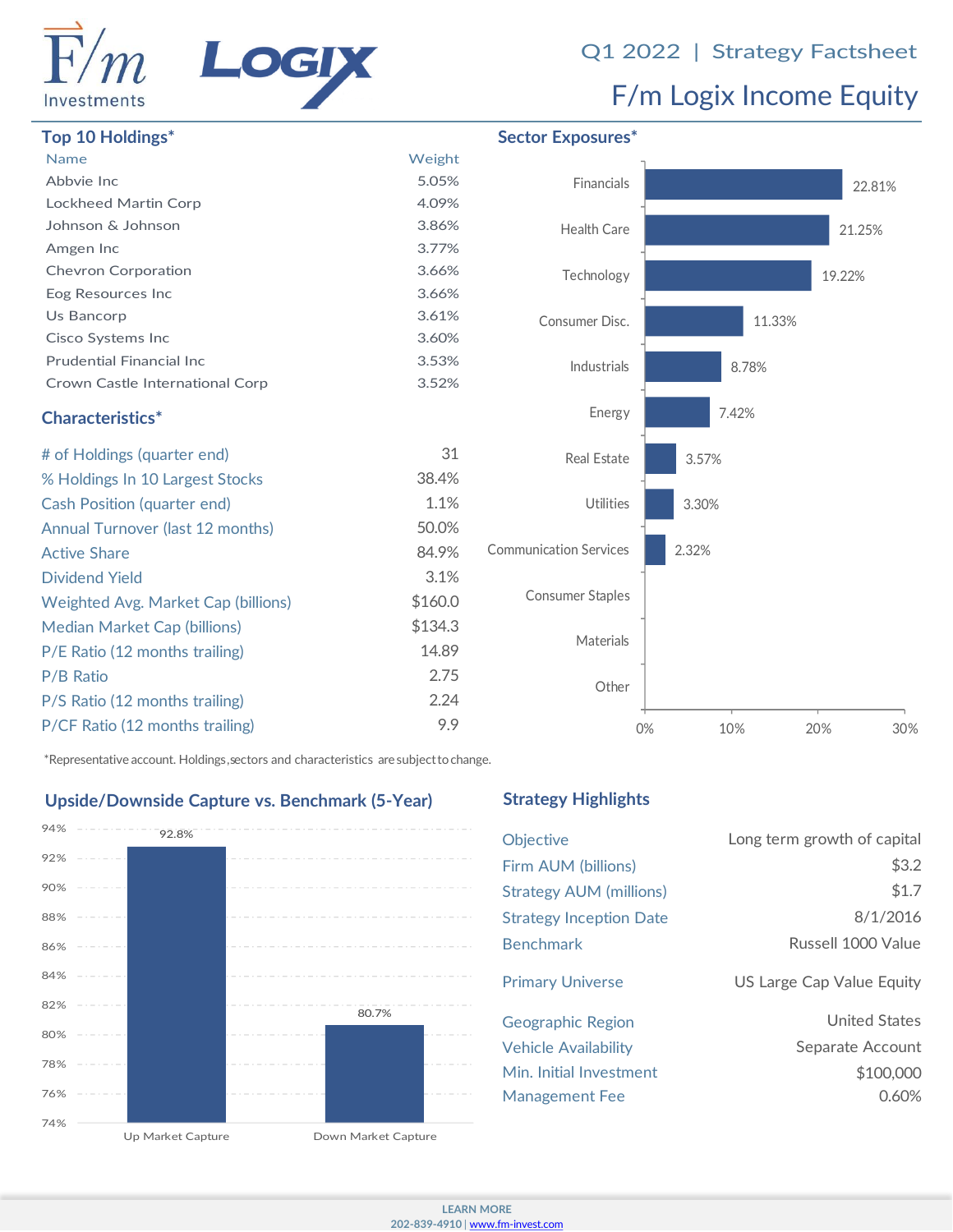Q1 2022 | Strategy Factsheet

# F/m Logix Income Equity

## Top 10 Holdings*

| Name | Weight |
|---|---|
| Abbvie Inc | 5.05% |
| Lockheed Martin Corp | 4.09% |
| Johnson & Johnson | 3.86% |
| Amgen Inc | 3.77% |
| Chevron Corporation | 3.66% |
| Eog Resources Inc | 3.66% |
| Us Bancorp | 3.61% |
| Cisco Systems Inc | 3.60% |
| Prudential Financial Inc | 3.53% |
| Crown Castle International Corp | 3.52% |

## Characteristics*

| | |
|---|---|
| # of Holdings (quarter end) | 31 |
| % Holdings In 10 Largest Stocks | 38.4% |
| Cash Position (quarter end) | 1.1% |
| Annual Turnover (last 12 months) | 50.0% |
| Active Share | 84.9% |
| Dividend Yield | 3.1% |
| Weighted Avg. Market Cap (billions) | $160.0 |
| Median Market Cap (billions) | $134.3 |
| P/E Ratio (12 months trailing) | 14.89 |
| P/B Ratio | 2.75 |
| P/S Ratio (12 months trailing) | 2.24 |
| P/CF Ratio (12 months trailing) | 9.9 |

## Sector Exposures*

| Sector | Exposure |
|---|---|
| Financials | 22.81% |
| Health Care | 21.25% |
| Technology | 19.22% |
| Consumer Disc. | 11.33% |
| Industrials | 8.78% |
| Energy | 7.42% |
| Real Estate | 3.57% |
| Utilities | 3.30% |
| Communication Services | 2.32% |
| Consumer Staples | |
| Materials | |
| Other | |

*Representative account. Holdings, sectors and characteristics are subject to change.

## Upside/Downside Capture vs. Benchmark (5-Year)

| | Capture |
|---|---|
| Up Market Capture | 92.8% |
| Down Market Capture | 80.7% |

## Strategy Highlights

| | |
|---|---|
| Objective | Long term growth of capital |
| Firm AUM (billions) | $3.2 |
| Strategy AUM (millions) | $1.7 |
| Strategy Inception Date | 8/1/2016 |
| Benchmark | Russell 1000 Value |
| Primary Universe | US Large Cap Value Equity |
| Geographic Region | United States |
| Vehicle Availability | Separate Account |
| Min. Initial Investment | $100,000 |
| Management Fee | 0.60% |

LEARN MORE
202-839-4910 | www.fm-invest.com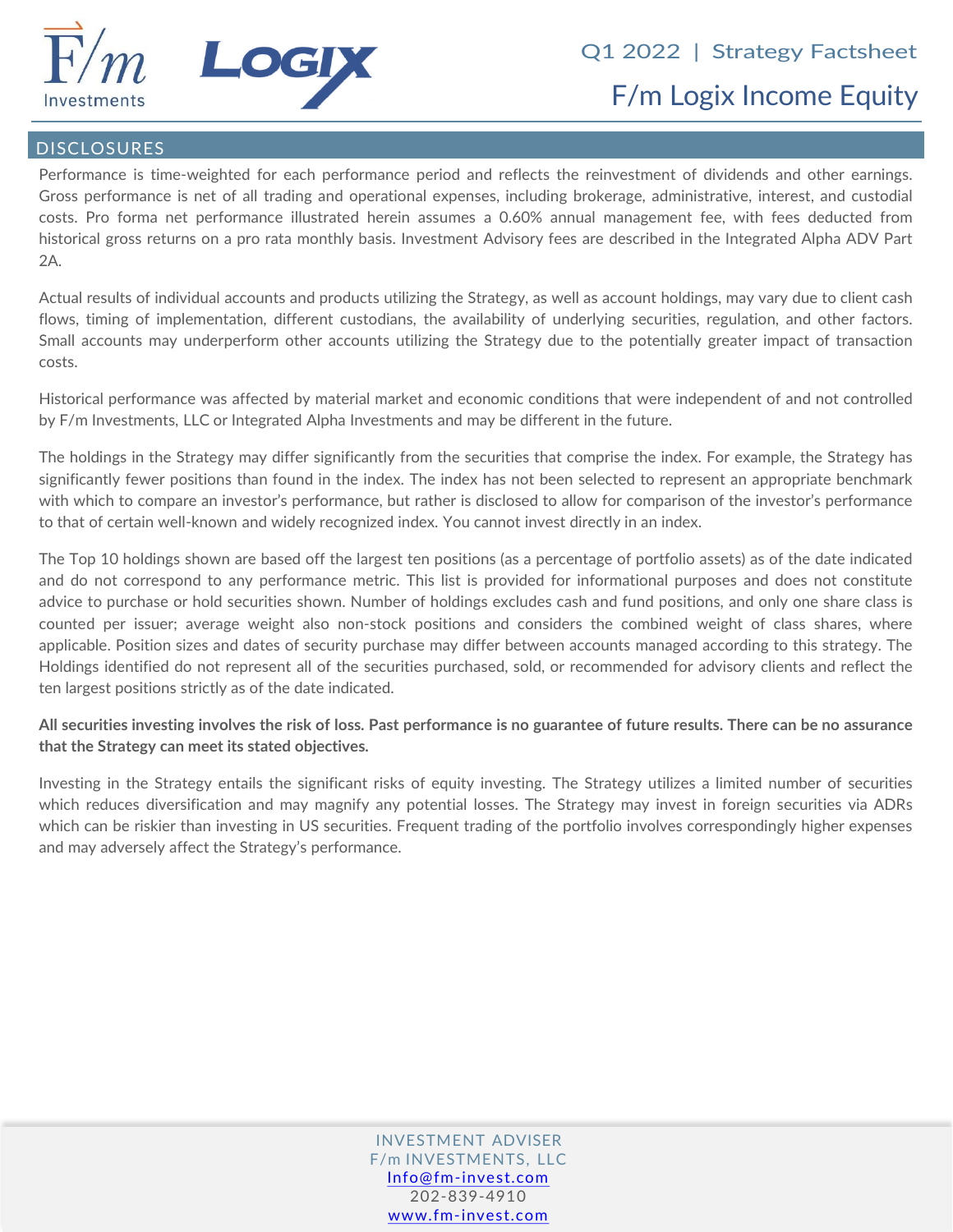## DISCLOSURES

Performance is time-weighted for each performance period and reflects the reinvestment of dividends and other earnings. Gross performance is net of all trading and operational expenses, including brokerage, administrative, interest, and custodial costs. Pro forma net performance illustrated herein assumes a 0.60% annual management fee, with fees deducted from historical gross returns on a pro rata monthly basis. Investment Advisory fees are described in the Integrated Alpha ADV Part 2A.

Actual results of individual accounts and products utilizing the Strategy, as well as account holdings, may vary due to client cash flows, timing of implementation, different custodians, the availability of underlying securities, regulation, and other factors. Small accounts may underperform other accounts utilizing the Strategy due to the potentially greater impact of transaction costs.

Historical performance was affected by material market and economic conditions that were independent of and not controlled by F/m Investments, LLC or Integrated Alpha Investments and may be different in the future.

The holdings in the Strategy may differ significantly from the securities that comprise the index. For example, the Strategy has significantly fewer positions than found in the index. The index has not been selected to represent an appropriate benchmark with which to compare an investor's performance, but rather is disclosed to allow for comparison of the investor's performance to that of certain well-known and widely recognized index. You cannot invest directly in an index.

The Top 10 holdings shown are based off the largest ten positions (as a percentage of portfolio assets) as of the date indicated and do not correspond to any performance metric. This list is provided for informational purposes and does not constitute advice to purchase or hold securities shown. Number of holdings excludes cash and fund positions, and only one share class is counted per issuer; average weight also non-stock positions and considers the combined weight of class shares, where applicable. Position sizes and dates of security purchase may differ between accounts managed according to this strategy. The Holdings identified do not represent all of the securities purchased, sold, or recommended for advisory clients and reflect the ten largest positions strictly as of the date indicated.

**All securities investing involves the risk of loss. Past performance is no guarantee of future results. There can be no assurance that the Strategy can meet its stated objectives.**

Investing in the Strategy entails the significant risks of equity investing. The Strategy utilizes a limited number of securities which reduces diversification and may magnify any potential losses. The Strategy may invest in foreign securities via ADRs which can be riskier than investing in US securities. Frequent trading of the portfolio involves correspondingly higher expenses and may adversely affect the Strategy's performance.

INVESTMENT ADVISER
F/m INVESTMENTS, LLC
Info@fm-invest.com
202-839-4910
www.fm-invest.com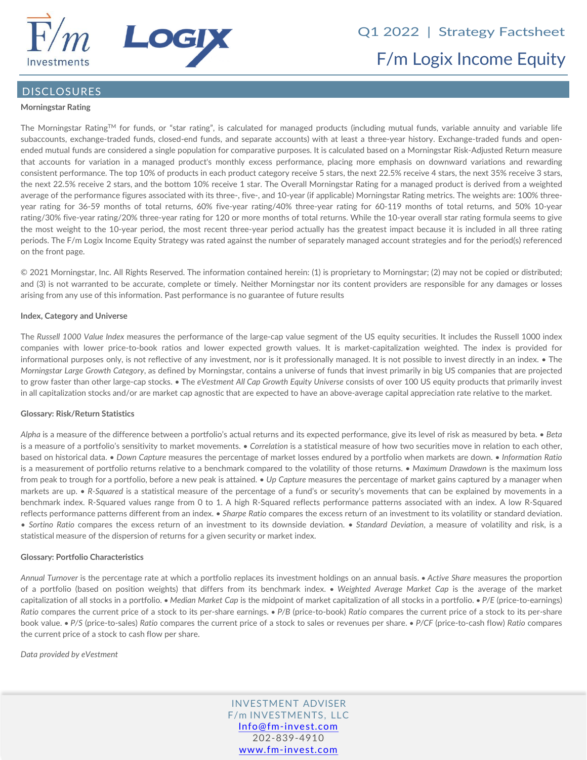# F/m Logix Income Equity

Q1 2022 | Strategy Factsheet

## DISCLOSURES

**Morningstar Rating**

The Morningstar Rating™ for funds, or "star rating", is calculated for managed products (including mutual funds, variable annuity and variable life subaccounts, exchange-traded funds, closed-end funds, and separate accounts) with at least a three-year history. Exchange-traded funds and open-ended mutual funds are considered a single population for comparative purposes. It is calculated based on a Morningstar Risk-Adjusted Return measure that accounts for variation in a managed product's monthly excess performance, placing more emphasis on downward variations and rewarding consistent performance. The top 10% of products in each product category receive 5 stars, the next 22.5% receive 4 stars, the next 35% receive 3 stars, the next 22.5% receive 2 stars, and the bottom 10% receive 1 star. The Overall Morningstar Rating for a managed product is derived from a weighted average of the performance figures associated with its three-, five-, and 10-year (if applicable) Morningstar Rating metrics. The weights are: 100% three-year rating for 36-59 months of total returns, 60% five-year rating/40% three-year rating for 60-119 months of total returns, and 50% 10-year rating/30% five-year rating/20% three-year rating for 120 or more months of total returns. While the 10-year overall star rating formula seems to give the most weight to the 10-year period, the most recent three-year period actually has the greatest impact because it is included in all three rating periods. The F/m Logix Income Equity Strategy was rated against the number of separately managed account strategies and for the period(s) referenced on the front page.

© 2021 Morningstar, Inc. All Rights Reserved. The information contained herein: (1) is proprietary to Morningstar; (2) may not be copied or distributed; and (3) is not warranted to be accurate, complete or timely. Neither Morningstar nor its content providers are responsible for any damages or losses arising from any use of this information. Past performance is no guarantee of future results

**Index, Category and Universe**

The *Russell 1000 Value Index* measures the performance of the large-cap value segment of the US equity securities. It includes the Russell 1000 index companies with lower price-to-book ratios and lower expected growth values. It is market-capitalization weighted. The index is provided for informational purposes only, is not reflective of any investment, nor is it professionally managed. It is not possible to invest directly in an index. • The *Morningstar Large Growth Category*, as defined by Morningstar, contains a universe of funds that invest primarily in big US companies that are projected to grow faster than other large-cap stocks. • The *eVestment All Cap Growth Equity Universe* consists of over 100 US equity products that primarily invest in all capitalization stocks and/or are market cap agnostic that are expected to have an above-average capital appreciation rate relative to the market.

**Glossary: Risk/Return Statistics**

*Alpha* is a measure of the difference between a portfolio's actual returns and its expected performance, give its level of risk as measured by beta. • *Beta* is a measure of a portfolio's sensitivity to market movements. • *Correlation* is a statistical measure of how two securities move in relation to each other, based on historical data. • *Down Capture* measures the percentage of market losses endured by a portfolio when markets are down. • *Information Ratio* is a measurement of portfolio returns relative to a benchmark compared to the volatility of those returns. • *Maximum Drawdown* is the maximum loss from peak to trough for a portfolio, before a new peak is attained. • *Up Capture* measures the percentage of market gains captured by a manager when markets are up. • *R-Squared* is a statistical measure of the percentage of a fund's or security's movements that can be explained by movements in a benchmark index. R-Squared values range from 0 to 1. A high R-Squared reflects performance patterns associated with an index. A low R-Squared reflects performance patterns different from an index. • *Sharpe Ratio* compares the excess return of an investment to its volatility or standard deviation. • *Sortino Ratio* compares the excess return of an investment to its downside deviation. • *Standard Deviation*, a measure of volatility and risk, is a statistical measure of the dispersion of returns for a given security or market index.

**Glossary: Portfolio Characteristics**

*Annual Turnover* is the percentage rate at which a portfolio replaces its investment holdings on an annual basis. • *Active Share* measures the proportion of a portfolio (based on position weights) that differs from its benchmark index. • *Weighted Average Market Cap* is the average of the market capitalization of all stocks in a portfolio. • *Median Market Cap* is the midpoint of market capitalization of all stocks in a portfolio. • *P/E* (price-to-earnings) *Ratio* compares the current price of a stock to its per-share earnings. • *P/B* (price-to-book) *Ratio* compares the current price of a stock to its per-share book value. • *P/S* (price-to-sales) *Ratio* compares the current price of a stock to sales or revenues per share. • *P/CF* (price-to-cash flow) *Ratio* compares the current price of a stock to cash flow per share.

*Data provided by eVestment*

INVESTMENT ADVISER
F/m INVESTMENTS, LLC
Info@fm-invest.com
202-839-4910
www.fm-invest.com